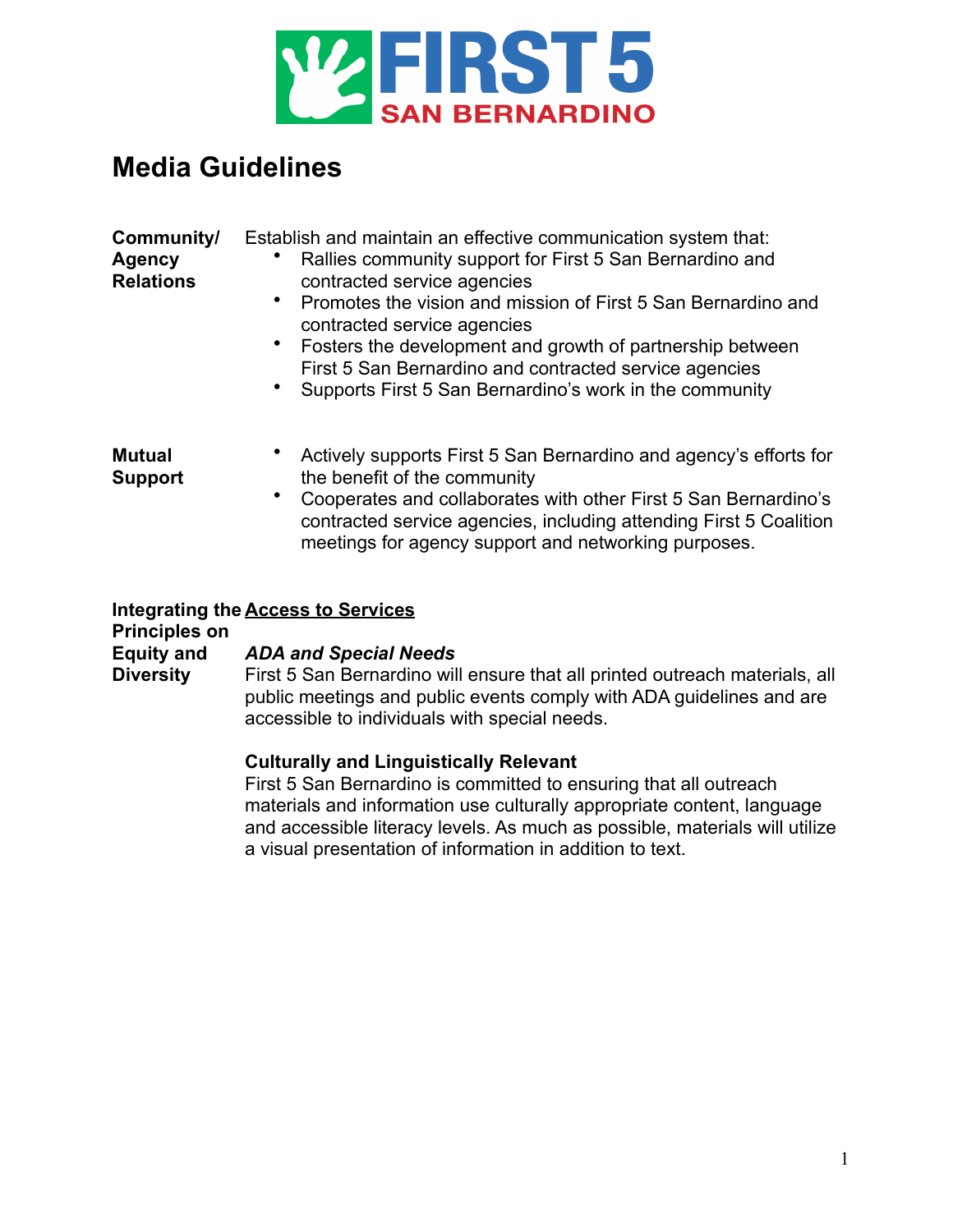FIRST 5 SAN BERNARDINO

# Media Guidelines

**Community/ Agency Relations**

Establish and maintain an effective communication system that:

- Rallies community support for First 5 San Bernardino and contracted service agencies
- Promotes the vision and mission of First 5 San Bernardino and contracted service agencies
- Fosters the development and growth of partnership between First 5 San Bernardino and contracted service agencies
- Supports First 5 San Bernardino's work in the community

**Mutual Support**

- Actively supports First 5 San Bernardino and agency's efforts for the benefit of the community
- Cooperates and collaborates with other First 5 San Bernardino's contracted service agencies, including attending First 5 Coalition meetings for agency support and networking purposes.

**Integrating the Principles on Equity and Diversity**

**<u>Access to Services</u>**

***ADA and Special Needs***

First 5 San Bernardino will ensure that all printed outreach materials, all public meetings and public events comply with ADA guidelines and are accessible to individuals with special needs.

**Culturally and Linguistically Relevant**

First 5 San Bernardino is committed to ensuring that all outreach materials and information use culturally appropriate content, language and accessible literacy levels. As much as possible, materials will utilize a visual presentation of information in addition to text.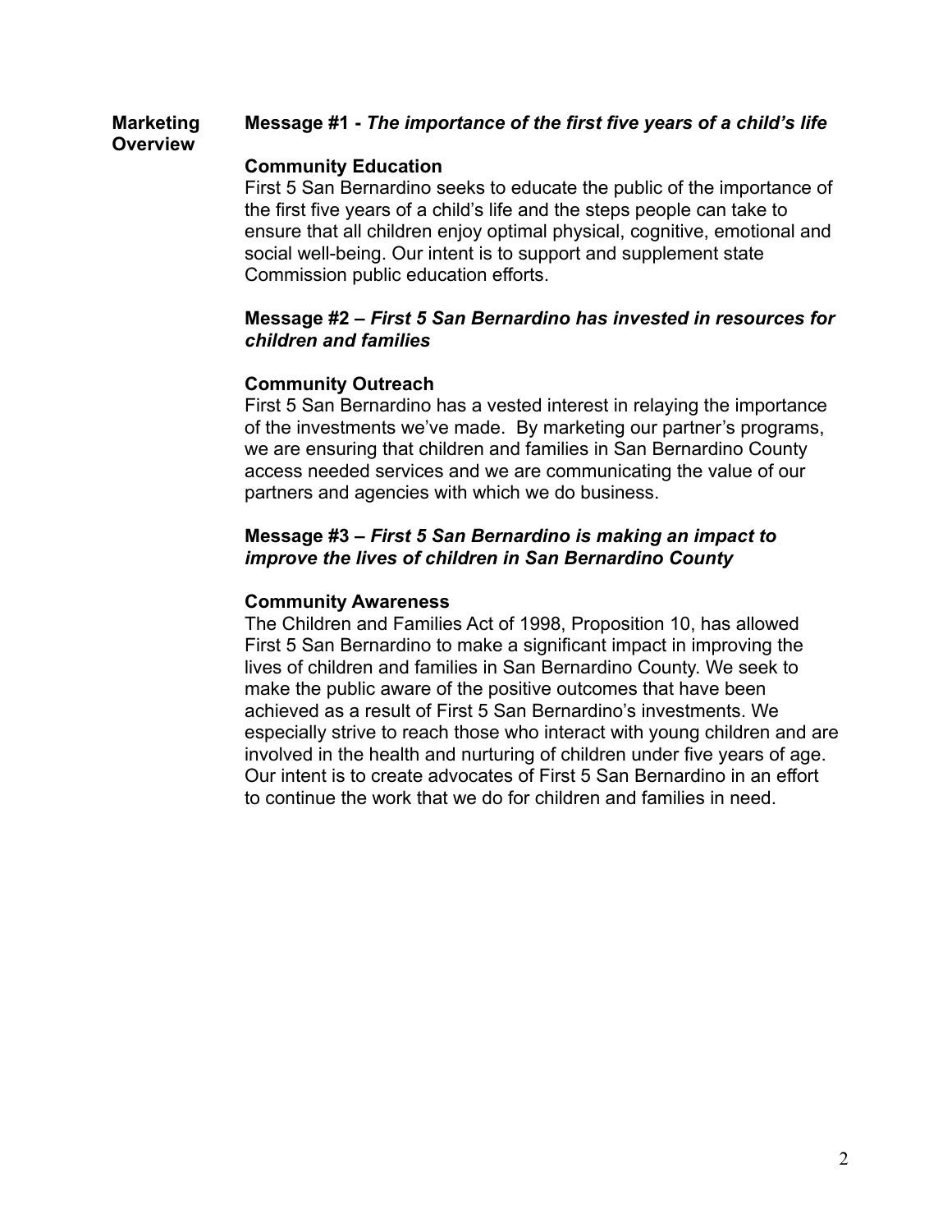## Marketing Overview

### Message #1 - *The importance of the first five years of a child's life*

**Community Education**

First 5 San Bernardino seeks to educate the public of the importance of the first five years of a child's life and the steps people can take to ensure that all children enjoy optimal physical, cognitive, emotional and social well-being. Our intent is to support and supplement state Commission public education efforts.

### Message #2 – *First 5 San Bernardino has invested in resources for children and families*

**Community Outreach**

First 5 San Bernardino has a vested interest in relaying the importance of the investments we've made. By marketing our partner's programs, we are ensuring that children and families in San Bernardino County access needed services and we are communicating the value of our partners and agencies with which we do business.

### Message #3 – *First 5 San Bernardino is making an impact to improve the lives of children in San Bernardino County*

**Community Awareness**

The Children and Families Act of 1998, Proposition 10, has allowed First 5 San Bernardino to make a significant impact in improving the lives of children and families in San Bernardino County. We seek to make the public aware of the positive outcomes that have been achieved as a result of First 5 San Bernardino's investments. We especially strive to reach those who interact with young children and are involved in the health and nurturing of children under five years of age. Our intent is to create advocates of First 5 San Bernardino in an effort to continue the work that we do for children and families in need.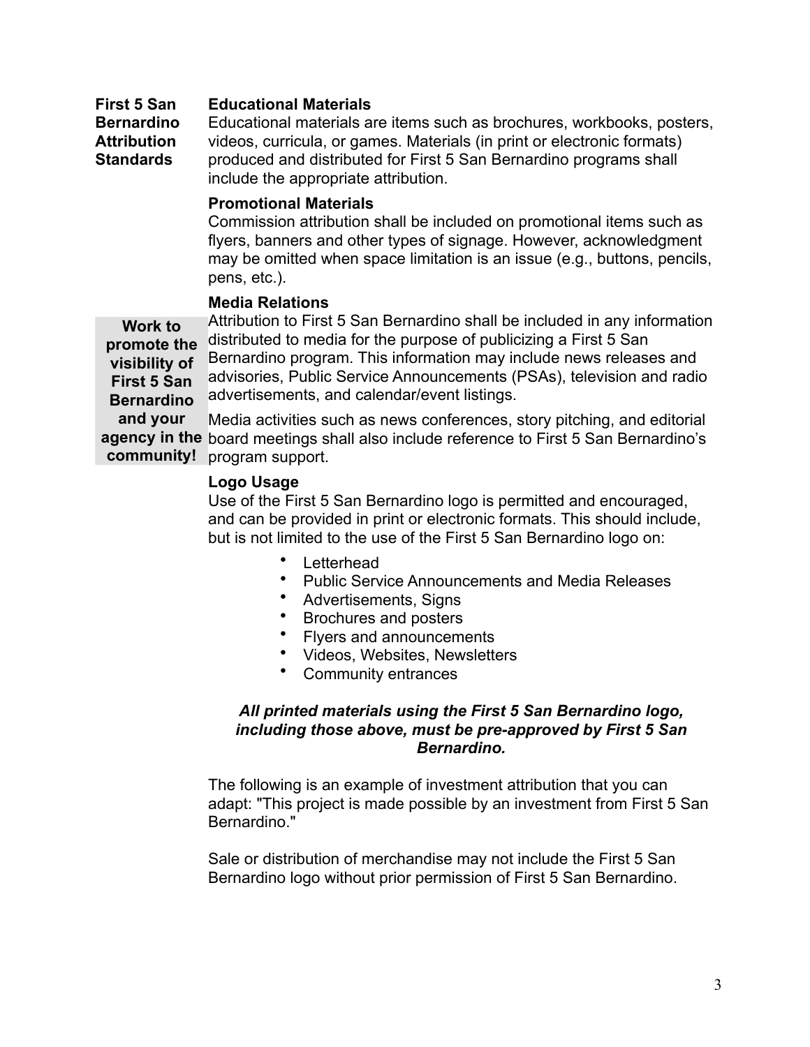## First 5 San Bernardino Attribution Standards

### Educational Materials

Educational materials are items such as brochures, workbooks, posters, videos, curricula, or games. Materials (in print or electronic formats) produced and distributed for First 5 San Bernardino programs shall include the appropriate attribution.

### Promotional Materials

Commission attribution shall be included on promotional items such as flyers, banners and other types of signage. However, acknowledgment may be omitted when space limitation is an issue (e.g., buttons, pencils, pens, etc.).

### Media Relations

**Work to promote the visibility of First 5 San Bernardino and your agency in the community!**

Attribution to First 5 San Bernardino shall be included in any information distributed to media for the purpose of publicizing a First 5 San Bernardino program. This information may include news releases and advisories, Public Service Announcements (PSAs), television and radio advertisements, and calendar/event listings.

Media activities such as news conferences, story pitching, and editorial board meetings shall also include reference to First 5 San Bernardino's program support.

### Logo Usage

Use of the First 5 San Bernardino logo is permitted and encouraged, and can be provided in print or electronic formats. This should include, but is not limited to the use of the First 5 San Bernardino logo on:

- Letterhead
- Public Service Announcements and Media Releases
- Advertisements, Signs
- Brochures and posters
- Flyers and announcements
- Videos, Websites, Newsletters
- Community entrances

***All printed materials using the First 5 San Bernardino logo, including those above, must be pre-approved by First 5 San Bernardino.***

The following is an example of investment attribution that you can adapt: "This project is made possible by an investment from First 5 San Bernardino."

Sale or distribution of merchandise may not include the First 5 San Bernardino logo without prior permission of First 5 San Bernardino.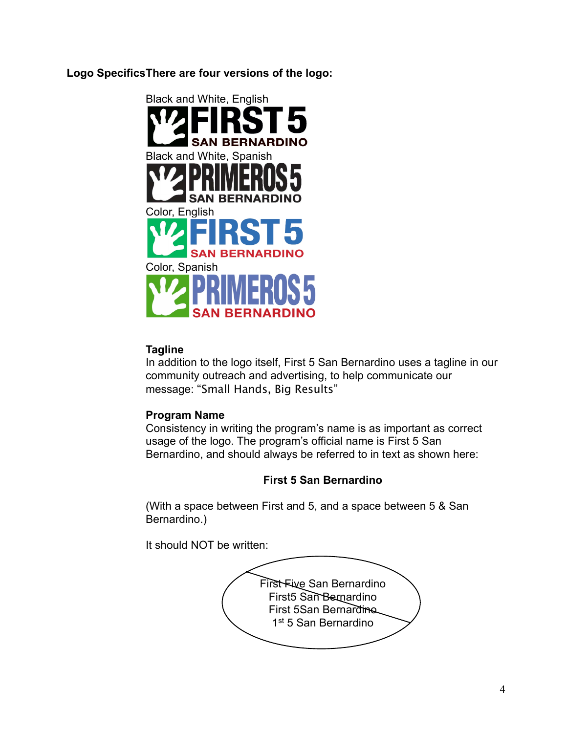**Logo SpecificsThere are four versions of the logo:**

Black and White, English

FIRST 5 SAN BERNARDINO

Black and White, Spanish

PRIMEROS 5 SAN BERNARDINO

Color, English

FIRST 5 SAN BERNARDINO

Color, Spanish

PRIMEROS 5 SAN BERNARDINO

**Tagline**

In addition to the logo itself, First 5 San Bernardino uses a tagline in our community outreach and advertising, to help communicate our message: "Small Hands, Big Results"

**Program Name**

Consistency in writing the program's name is as important as correct usage of the logo. The program's official name is First 5 San Bernardino, and should always be referred to in text as shown here:

**First 5 San Bernardino**

(With a space between First and 5, and a space between 5 & San Bernardino.)

It should NOT be written:

~~First Five San Bernardino~~
~~First5 San Bernardino~~
~~First 5San Bernardino~~
~~1st 5 San Bernardino~~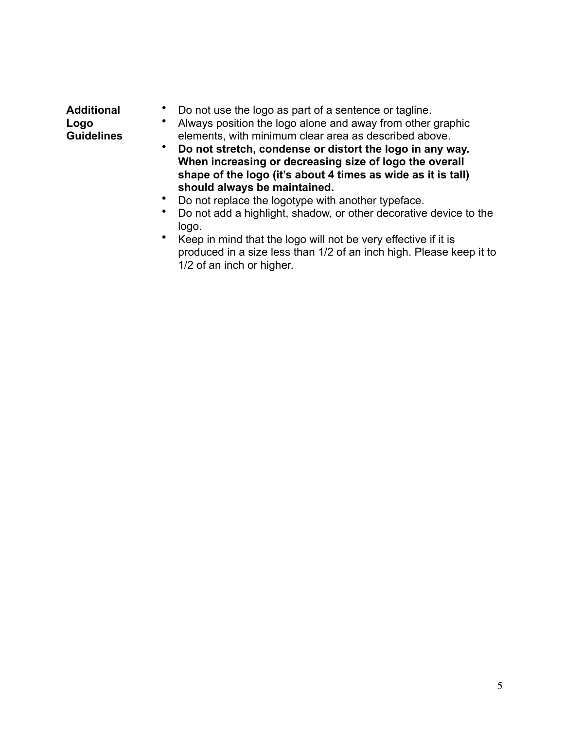**Additional Logo Guidelines**

- Do not use the logo as part of a sentence or tagline.
- Always position the logo alone and away from other graphic elements, with minimum clear area as described above.
- **Do not stretch, condense or distort the logo in any way. When increasing or decreasing size of logo the overall shape of the logo (it's about 4 times as wide as it is tall) should always be maintained.**
- Do not replace the logotype with another typeface.
- Do not add a highlight, shadow, or other decorative device to the logo.
- Keep in mind that the logo will not be very effective if it is produced in a size less than 1/2 of an inch high. Please keep it to 1/2 of an inch or higher.